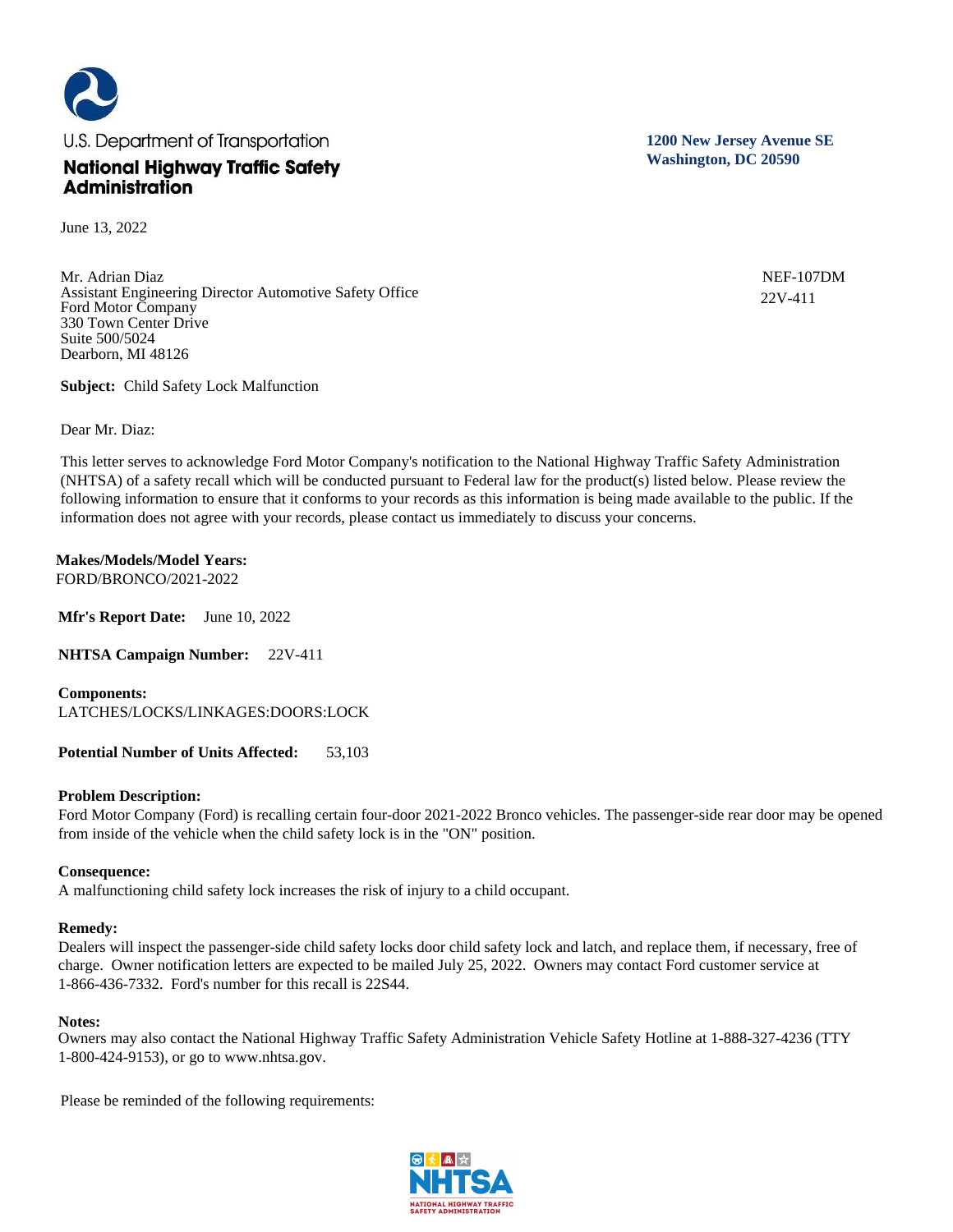U.S. Department of Transportation

**National Highway Traffic Safety Administration**

**1200 New Jersey Avenue SE**
**Washington, DC 20590**

June 13, 2022

Mr. Adrian Diaz
Assistant Engineering Director Automotive Safety Office
Ford Motor Company
330 Town Center Drive
Suite 500/5024
Dearborn, MI 48126

NEF-107DM
22V-411

**Subject:** Child Safety Lock Malfunction

Dear Mr. Diaz:

This letter serves to acknowledge Ford Motor Company's notification to the National Highway Traffic Safety Administration (NHTSA) of a safety recall which will be conducted pursuant to Federal law for the product(s) listed below. Please review the following information to ensure that it conforms to your records as this information is being made available to the public. If the information does not agree with your records, please contact us immediately to discuss your concerns.

**Makes/Models/Model Years:**
FORD/BRONCO/2021-2022

**Mfr's Report Date:** June 10, 2022

**NHTSA Campaign Number:** 22V-411

**Components:**
LATCHES/LOCKS/LINKAGES:DOORS:LOCK

**Potential Number of Units Affected:** 53,103

**Problem Description:**
Ford Motor Company (Ford) is recalling certain four-door 2021-2022 Bronco vehicles. The passenger-side rear door may be opened from inside of the vehicle when the child safety lock is in the "ON" position.

**Consequence:**
A malfunctioning child safety lock increases the risk of injury to a child occupant.

**Remedy:**
Dealers will inspect the passenger-side child safety locks door child safety lock and latch, and replace them, if necessary, free of charge. Owner notification letters are expected to be mailed July 25, 2022. Owners may contact Ford customer service at 1-866-436-7332. Ford's number for this recall is 22S44.

**Notes:**
Owners may also contact the National Highway Traffic Safety Administration Vehicle Safety Hotline at 1-888-327-4236 (TTY 1-800-424-9153), or go to www.nhtsa.gov.

Please be reminded of the following requirements: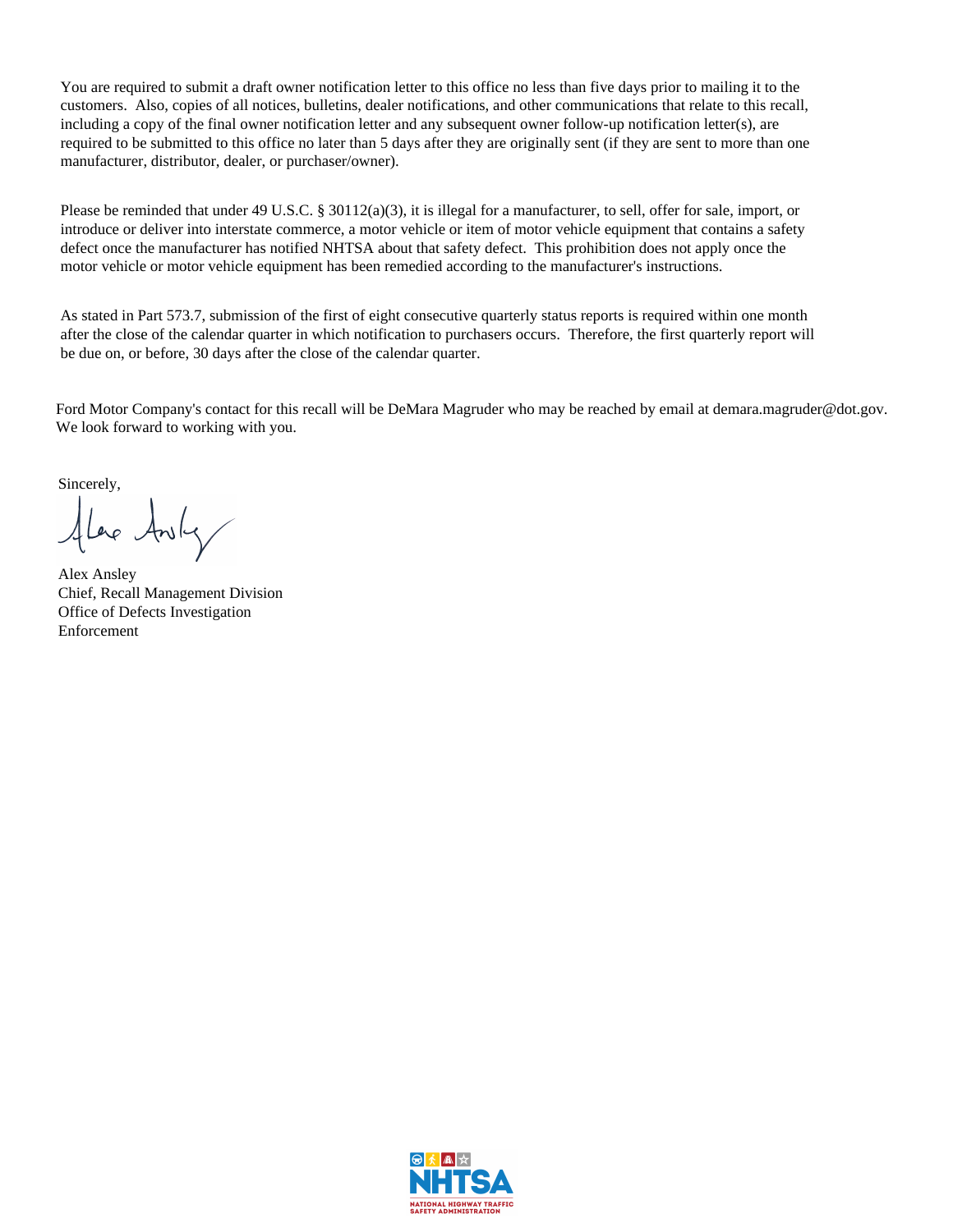You are required to submit a draft owner notification letter to this office no less than five days prior to mailing it to the customers. Also, copies of all notices, bulletins, dealer notifications, and other communications that relate to this recall, including a copy of the final owner notification letter and any subsequent owner follow-up notification letter(s), are required to be submitted to this office no later than 5 days after they are originally sent (if they are sent to more than one manufacturer, distributor, dealer, or purchaser/owner).

Please be reminded that under 49 U.S.C. § 30112(a)(3), it is illegal for a manufacturer, to sell, offer for sale, import, or introduce or deliver into interstate commerce, a motor vehicle or item of motor vehicle equipment that contains a safety defect once the manufacturer has notified NHTSA about that safety defect. This prohibition does not apply once the motor vehicle or motor vehicle equipment has been remedied according to the manufacturer's instructions.

As stated in Part 573.7, submission of the first of eight consecutive quarterly status reports is required within one month after the close of the calendar quarter in which notification to purchasers occurs. Therefore, the first quarterly report will be due on, or before, 30 days after the close of the calendar quarter.

Ford Motor Company's contact for this recall will be DeMara Magruder who may be reached by email at demara.magruder@dot.gov. We look forward to working with you.

Sincerely,

Alex Ansley
Chief, Recall Management Division
Office of Defects Investigation
Enforcement

NHTSA
NATIONAL HIGHWAY TRAFFIC SAFETY ADMINISTRATION